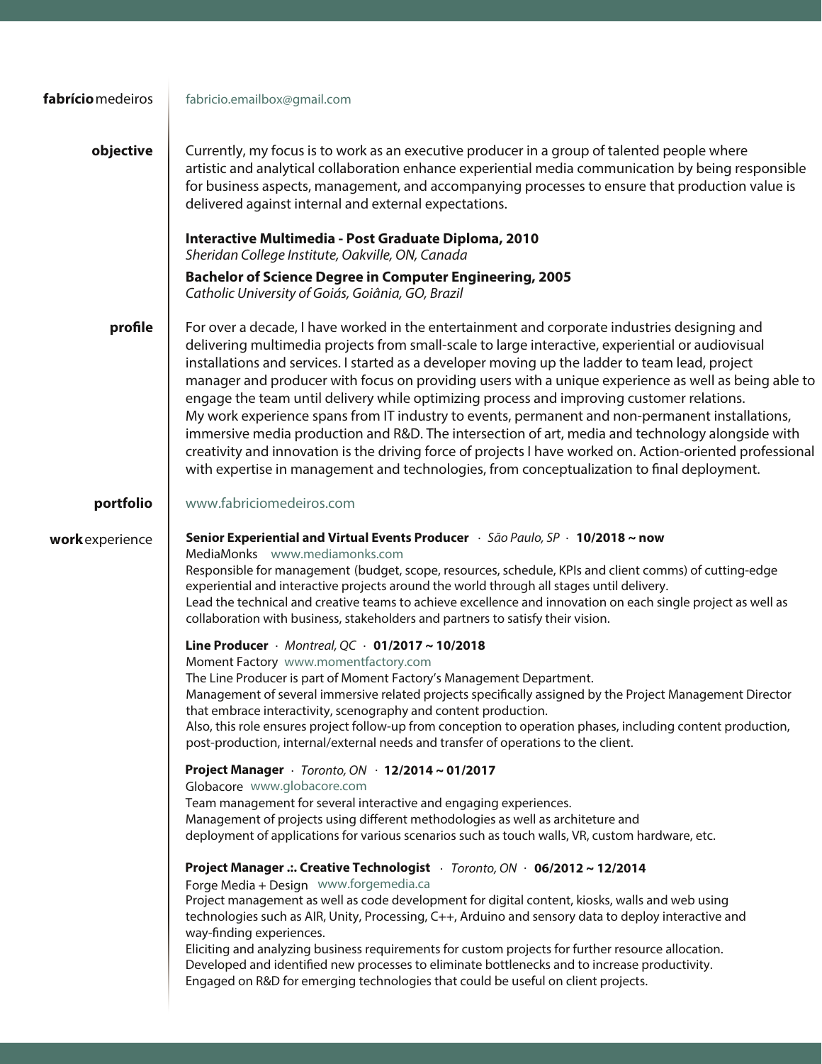# **fabrício** medeiros

fabricio.emailbox@gmail.com

## objective

Currently, my focus is to work as an executive producer in a group of talented people where artistic and analytical collaboration enhance experiential media communication by being responsible for business aspects, management, and accompanying processes to ensure that production value is delivered against internal and external expectations.

**Interactive Multimedia - Post Graduate Diploma, 2010**
*Sheridan College Institute, Oakville, ON, Canada*

**Bachelor of Science Degree in Computer Engineering, 2005**
*Catholic University of Goiás, Goiânia, GO, Brazil*

## profile

For over a decade, I have worked in the entertainment and corporate industries designing and delivering multimedia projects from small-scale to large interactive, experiential or audiovisual installations and services. I started as a developer moving up the ladder to team lead, project manager and producer with focus on providing users with a unique experience as well as being able to engage the team until delivery while optimizing process and improving customer relations.
My work experience spans from IT industry to events, permanent and non-permanent installations, immersive media production and R&D. The intersection of art, media and technology alongside with creativity and innovation is the driving force of projects I have worked on. Action-oriented professional with expertise in management and technologies, from conceptualization to final deployment.

## portfolio

www.fabriciomedeiros.com

## **work** experience

**Senior Experiential and Virtual Events Producer** · *São Paulo, SP* · **10/2018 ~ now**
MediaMonks www.mediamonks.com
Responsible for management (budget, scope, resources, schedule, KPIs and client comms) of cutting-edge experiential and interactive projects around the world through all stages until delivery.
Lead the technical and creative teams to achieve excellence and innovation on each single project as well as collaboration with business, stakeholders and partners to satisfy their vision.

**Line Producer** · *Montreal, QC* · **01/2017 ~ 10/2018**
Moment Factory www.momentfactory.com
The Line Producer is part of Moment Factory's Management Department.
Management of several immersive related projects specifically assigned by the Project Management Director that embrace interactivity, scenography and content production.
Also, this role ensures project follow-up from conception to operation phases, including content production, post-production, internal/external needs and transfer of operations to the client.

**Project Manager** · *Toronto, ON* · **12/2014 ~ 01/2017**
Globacore www.globacore.com
Team management for several interactive and engaging experiences.
Management of projects using different methodologies as well as architeture and deployment of applications for various scenarios such as touch walls, VR, custom hardware, etc.

**Project Manager .:. Creative Technologist** · *Toronto, ON* · **06/2012 ~ 12/2014**
Forge Media + Design www.forgemedia.ca
Project management as well as code development for digital content, kiosks, walls and web using technologies such as AIR, Unity, Processing, C++, Arduino and sensory data to deploy interactive and way-finding experiences.
Eliciting and analyzing business requirements for custom projects for further resource allocation.
Developed and identified new processes to eliminate bottlenecks and to increase productivity.
Engaged on R&D for emerging technologies that could be useful on client projects.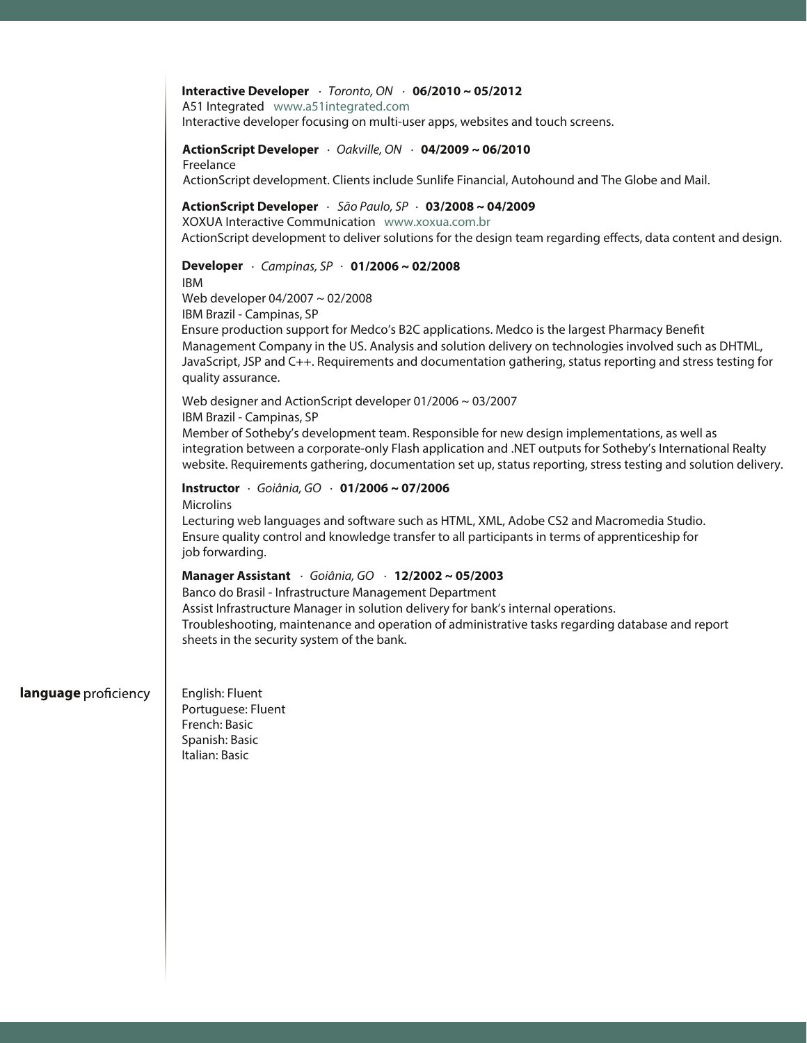**Interactive Developer** · *Toronto, ON* · **06/2010 ~ 05/2012**
A51 Integrated www.a51integrated.com
Interactive developer focusing on multi-user apps, websites and touch screens.

**ActionScript Developer** · *Oakville, ON* · **04/2009 ~ 06/2010**
Freelance
ActionScript development. Clients include Sunlife Financial, Autohound and The Globe and Mail.

**ActionScript Developer** · *São Paulo, SP* · **03/2008 ~ 04/2009**
XOXUA Interactive Communication www.xoxua.com.br
ActionScript development to deliver solutions for the design team regarding effects, data content and design.

**Developer** · *Campinas, SP* · **01/2006 ~ 02/2008**
IBM
Web developer 04/2007 ~ 02/2008
IBM Brazil - Campinas, SP
Ensure production support for Medco's B2C applications. Medco is the largest Pharmacy Benefit Management Company in the US. Analysis and solution delivery on technologies involved such as DHTML, JavaScript, JSP and C++. Requirements and documentation gathering, status reporting and stress testing for quality assurance.

Web designer and ActionScript developer 01/2006 ~ 03/2007
IBM Brazil - Campinas, SP
Member of Sotheby's development team. Responsible for new design implementations, as well as integration between a corporate-only Flash application and .NET outputs for Sotheby's International Realty website. Requirements gathering, documentation set up, status reporting, stress testing and solution delivery.

**Instructor** · *Goiânia, GO* · **01/2006 ~ 07/2006**
Microlins
Lecturing web languages and software such as HTML, XML, Adobe CS2 and Macromedia Studio. Ensure quality control and knowledge transfer to all participants in terms of apprenticeship for job forwarding.

**Manager Assistant** · *Goiânia, GO* · **12/2002 ~ 05/2003**
Banco do Brasil - Infrastructure Management Department
Assist Infrastructure Manager in solution delivery for bank's internal operations.
Troubleshooting, maintenance and operation of administrative tasks regarding database and report sheets in the security system of the bank.

## **language** proficiency

English: Fluent
Portuguese: Fluent
French: Basic
Spanish: Basic
Italian: Basic